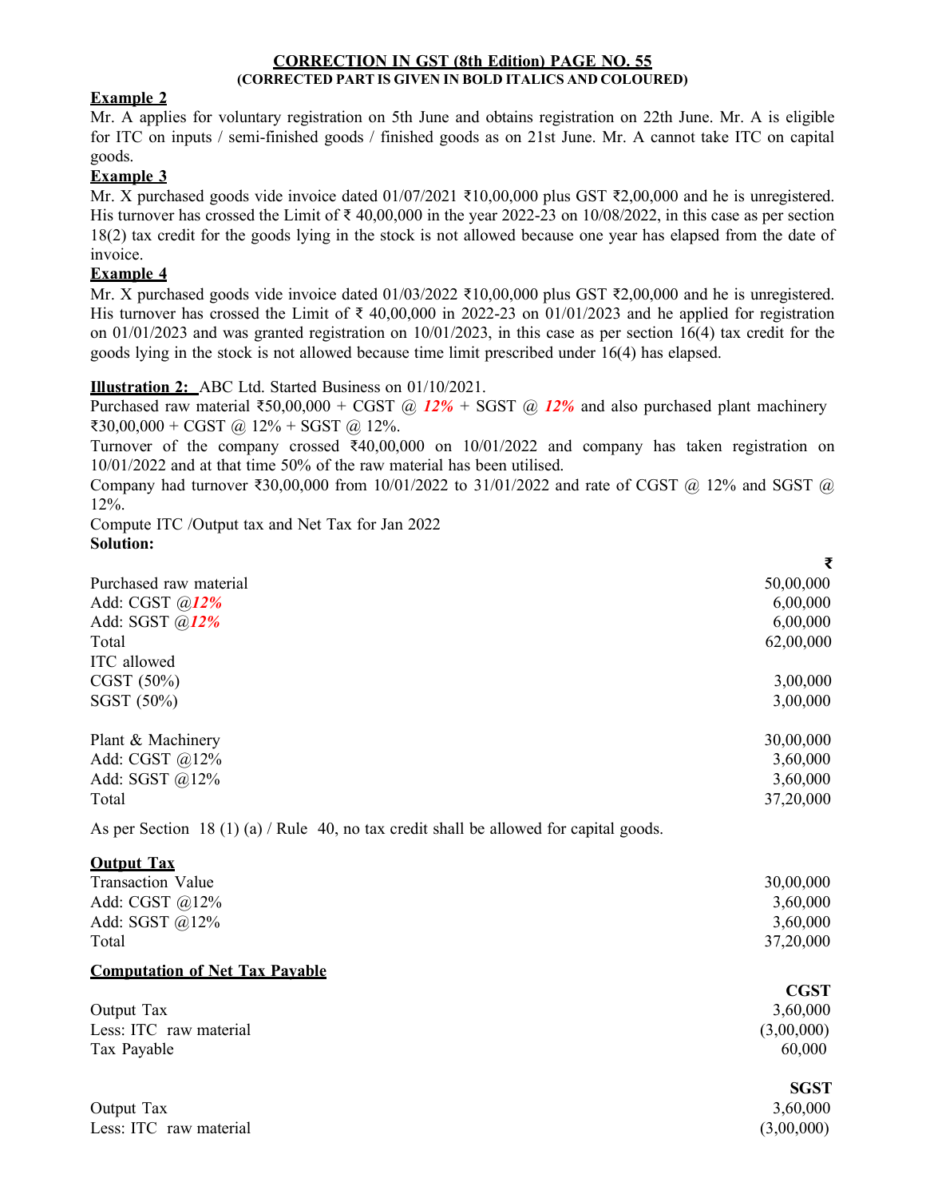## CORRECTION IN GST (8th Edition) PAGE NO. 55

**(CORRECTED PART IS GIVEN IN BOLD ITALICS AND COLOURED)**

**Example 2**

Mr. A applies for voluntary registration on 5th June and obtains registration on 22th June. Mr. A is eligible for ITC on inputs / semi-finished goods / finished goods as on 21st June. Mr. A cannot take ITC on capital goods.

**Example 3**

Mr. X purchased goods vide invoice dated 01/07/2021 ₹10,00,000 plus GST ₹2,00,000 and he is unregistered. His turnover has crossed the Limit of ₹ 40,00,000 in the year 2022-23 on 10/08/2022, in this case as per section 18(2) tax credit for the goods lying in the stock is not allowed because one year has elapsed from the date of invoice.

**Example 4**

Mr. X purchased goods vide invoice dated 01/03/2022 ₹10,00,000 plus GST ₹2,00,000 and he is unregistered. His turnover has crossed the Limit of ₹ 40,00,000 in 2022-23 on 01/01/2023 and he applied for registration on 01/01/2023 and was granted registration on 10/01/2023, in this case as per section 16(4) tax credit for the goods lying in the stock is not allowed because time limit prescribed under 16(4) has elapsed.

**Illustration 2:** ABC Ltd. Started Business on 01/10/2021.

Purchased raw material ₹50,00,000 + CGST @ ***12%*** + SGST @ ***12%*** and also purchased plant machinery ₹30,00,000 + CGST @ 12% + SGST @ 12%.

Turnover of the company crossed ₹40,00,000 on 10/01/2022 and company has taken registration on 10/01/2022 and at that time 50% of the raw material has been utilised.

Company had turnover ₹30,00,000 from 10/01/2022 to 31/01/2022 and rate of CGST @ 12% and SGST @ 12%.

Compute ITC /Output tax and Net Tax for Jan 2022

**Solution:**

| | ₹ |
|---|---|
| Purchased raw material | 50,00,000 |
| Add: CGST @***12%*** | 6,00,000 |
| Add: SGST @***12%*** | 6,00,000 |
| Total | 62,00,000 |
| ITC allowed | |
| CGST (50%) | 3,00,000 |
| SGST (50%) | 3,00,000 |
| | |
| Plant & Machinery | 30,00,000 |
| Add: CGST @12% | 3,60,000 |
| Add: SGST @12% | 3,60,000 |
| Total | 37,20,000 |

As per Section 18 (1) (a) / Rule 40, no tax credit shall be allowed for capital goods.

**Output Tax**

| | |
|---|---|
| Transaction Value | 30,00,000 |
| Add: CGST @12% | 3,60,000 |
| Add: SGST @12% | 3,60,000 |
| Total | 37,20,000 |

**Computation of Net Tax Payable**

| | **CGST** |
|---|---|
| Output Tax | 3,60,000 |
| Less: ITC raw material | (3,00,000) |
| Tax Payable | 60,000 |

| | **SGST** |
|---|---|
| Output Tax | 3,60,000 |
| Less: ITC raw material | (3,00,000) |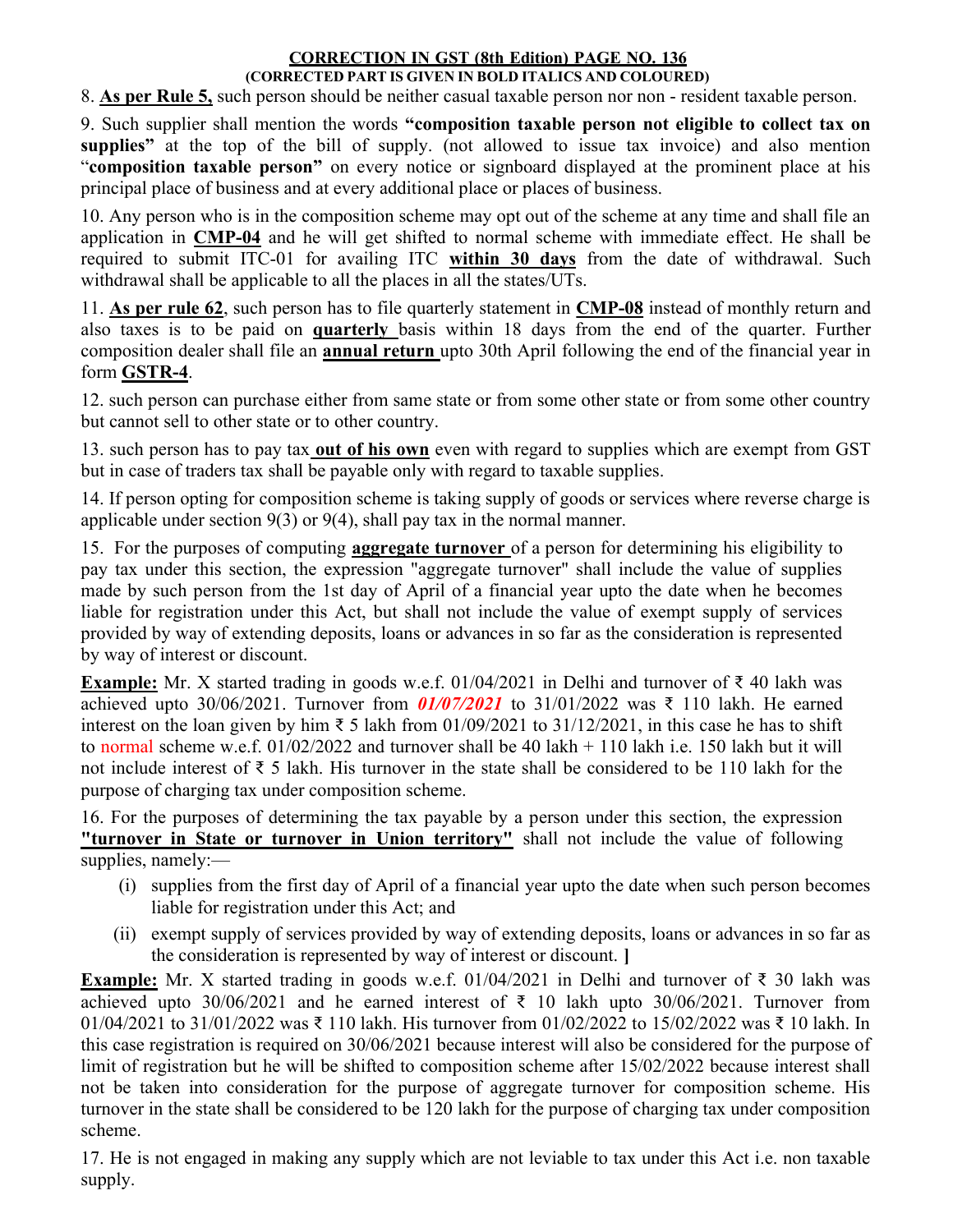**CORRECTION IN GST (8th Edition) PAGE NO. 136**

**(CORRECTED PART IS GIVEN IN BOLD ITALICS AND COLOURED)**

8. **As per Rule 5,** such person should be neither casual taxable person nor non - resident taxable person.

9. Such supplier shall mention the words **"composition taxable person not eligible to collect tax on supplies"** at the top of the bill of supply. (not allowed to issue tax invoice) and also mention "**composition taxable person"** on every notice or signboard displayed at the prominent place at his principal place of business and at every additional place or places of business.

10. Any person who is in the composition scheme may opt out of the scheme at any time and shall file an application in **CMP-04** and he will get shifted to normal scheme with immediate effect. He shall be required to submit ITC-01 for availing ITC **within 30 days** from the date of withdrawal. Such withdrawal shall be applicable to all the places in all the states/UTs.

11. **As per rule 62**, such person has to file quarterly statement in **CMP-08** instead of monthly return and also taxes is to be paid on **quarterly** basis within 18 days from the end of the quarter. Further composition dealer shall file an **annual return** upto 30th April following the end of the financial year in form **GSTR-4**.

12. such person can purchase either from same state or from some other state or from some other country but cannot sell to other state or to other country.

13. such person has to pay tax **out of his own** even with regard to supplies which are exempt from GST but in case of traders tax shall be payable only with regard to taxable supplies.

14. If person opting for composition scheme is taking supply of goods or services where reverse charge is applicable under section 9(3) or 9(4), shall pay tax in the normal manner.

15. For the purposes of computing **aggregate turnover** of a person for determining his eligibility to pay tax under this section, the expression "aggregate turnover" shall include the value of supplies made by such person from the 1st day of April of a financial year upto the date when he becomes liable for registration under this Act, but shall not include the value of exempt supply of services provided by way of extending deposits, loans or advances in so far as the consideration is represented by way of interest or discount.

**Example:** Mr. X started trading in goods w.e.f. 01/04/2021 in Delhi and turnover of ₹ 40 lakh was achieved upto 30/06/2021. Turnover from ***01/07/2021*** to 31/01/2022 was ₹ 110 lakh. He earned interest on the loan given by him ₹ 5 lakh from 01/09/2021 to 31/12/2021, in this case he has to shift to normal scheme w.e.f. 01/02/2022 and turnover shall be 40 lakh + 110 lakh i.e. 150 lakh but it will not include interest of ₹ 5 lakh. His turnover in the state shall be considered to be 110 lakh for the purpose of charging tax under composition scheme.

16. For the purposes of determining the tax payable by a person under this section, the expression **"turnover in State or turnover in Union territory"** shall not include the value of following supplies, namely:—

(i) supplies from the first day of April of a financial year upto the date when such person becomes liable for registration under this Act; and

(ii) exempt supply of services provided by way of extending deposits, loans or advances in so far as the consideration is represented by way of interest or discount. **]**

**Example:** Mr. X started trading in goods w.e.f. 01/04/2021 in Delhi and turnover of ₹ 30 lakh was achieved upto 30/06/2021 and he earned interest of ₹ 10 lakh upto 30/06/2021. Turnover from 01/04/2021 to 31/01/2022 was ₹ 110 lakh. His turnover from 01/02/2022 to 15/02/2022 was ₹ 10 lakh. In this case registration is required on 30/06/2021 because interest will also be considered for the purpose of limit of registration but he will be shifted to composition scheme after 15/02/2022 because interest shall not be taken into consideration for the purpose of aggregate turnover for composition scheme. His turnover in the state shall be considered to be 120 lakh for the purpose of charging tax under composition scheme.

17. He is not engaged in making any supply which are not leviable to tax under this Act i.e. non taxable supply.